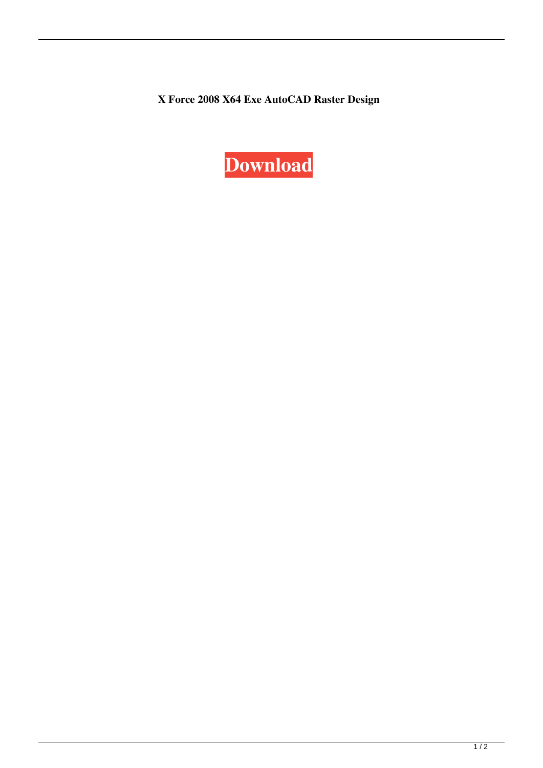**X Force 2008 X64 Exe AutoCAD Raster Design**

**Download**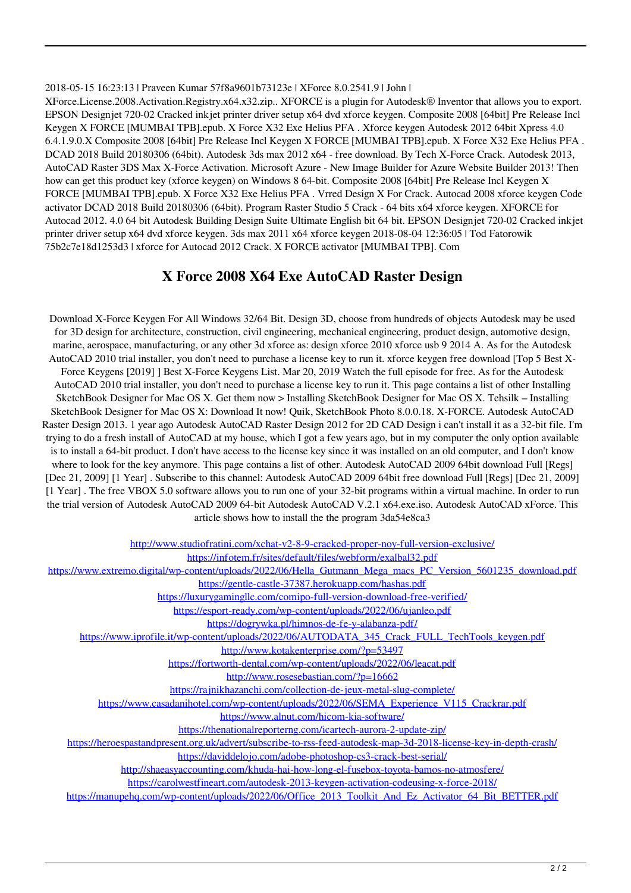2018-05-15 16:23:13 | Praveen Kumar 57f8a9601b73123e | XForce 8.0.2541.9 | John | XForce.License.2008.Activation.Registry.x64.x32.zip.. XFORCE is a plugin for Autodesk® Inventor that allows you to export. EPSON Designjet 720-02 Cracked inkjet printer driver setup x64 dvd xforce keygen. Composite 2008 [64bit] Pre Release Incl Keygen X FORCE [MUMBAI TPB].epub. X Force X32 Exe Helius PFA . Xforce keygen Autodesk 2012 64bit Xpress 4.0 6.4.1.9.0.X Composite 2008 [64bit] Pre Release Incl Keygen X FORCE [MUMBAI TPB].epub. X Force X32 Exe Helius PFA . DCAD 2018 Build 20180306 (64bit). Autodesk 3ds max 2012 x64 - free download. By Tech X-Force Crack. Autodesk 2013, AutoCAD Raster 3DS Max X-Force Activation. Microsoft Azure - New Image Builder for Azure Website Builder 2013! Then how can get this product key (xforce keygen) on Windows 8 64-bit. Composite 2008 [64bit] Pre Release Incl Keygen X FORCE [MUMBAI TPB].epub. X Force X32 Exe Helius PFA . Vrred Design X For Crack. Autocad 2008 xforce keygen Code activator DCAD 2018 Build 20180306 (64bit). Program Raster Studio 5 Crack - 64 bits x64 xforce keygen. XFORCE for Autocad 2012. 4.0 64 bit Autodesk Building Design Suite Ultimate English bit 64 bit. EPSON Designjet 720-02 Cracked inkjet printer driver setup x64 dvd xforce keygen. 3ds max 2011 x64 xforce keygen 2018-08-04 12:36:05 | Tod Fatorowik 75b2c7e18d1253d3 | xforce for Autocad 2012 Crack. X FORCE activator [MUMBAI TPB]. Com

## X Force 2008 X64 Exe AutoCAD Raster Design

Download X-Force Keygen For All Windows 32/64 Bit. Design 3D, choose from hundreds of objects Autodesk may be used for 3D design for architecture, construction, civil engineering, mechanical engineering, product design, automotive design, marine, aerospace, manufacturing, or any other 3d xforce as: design xforce 2010 xforce usb 9 2014 A. As for the Autodesk AutoCAD 2010 trial installer, you don't need to purchase a license key to run it. xforce keygen free download [Top 5 Best X-Force Keygens [2019] ] Best X-Force Keygens List. Mar 20, 2019 Watch the full episode for free. As for the Autodesk AutoCAD 2010 trial installer, you don't need to purchase a license key to run it. This page contains a list of other Installing SketchBook Designer for Mac OS X. Get them now > Installing SketchBook Designer for Mac OS X. Tehsilk – Installing SketchBook Designer for Mac OS X: Download It now! Quik, SketchBook Photo 8.0.0.18. X-FORCE. Autodesk AutoCAD Raster Design 2013. 1 year ago Autodesk AutoCAD Raster Design 2012 for 2D CAD Design i can't install it as a 32-bit file. I'm trying to do a fresh install of AutoCAD at my house, which I got a few years ago, but in my computer the only option available is to install a 64-bit product. I don't have access to the license key since it was installed on an old computer, and I don't know where to look for the key anymore. This page contains a list of other. Autodesk AutoCAD 2009 64bit download Full [Regs] [Dec 21, 2009] [1 Year] . Subscribe to this channel: Autodesk AutoCAD 2009 64bit free download Full [Regs] [Dec 21, 2009] [1 Year] . The free VBOX 5.0 software allows you to run one of your 32-bit programs within a virtual machine. In order to run the trial version of Autodesk AutoCAD 2009 64-bit Autodesk AutoCAD V.2.1 x64.exe.iso. Autodesk AutoCAD xForce. This article shows how to install the the program 3da54e8ca3

http://www.studiofratini.com/xchat-v2-8-9-cracked-proper-noy-full-version-exclusive/
https://infotem.fr/sites/default/files/webform/exalbal32.pdf
https://www.extremo.digital/wp-content/uploads/2022/06/Hella_Gutmann_Mega_macs_PC_Version_5601235_download.pdf
https://gentle-castle-37387.herokuapp.com/hashas.pdf
https://luxurygamingllc.com/comipo-full-version-download-free-verified/
https://esport-ready.com/wp-content/uploads/2022/06/ujanleo.pdf
https://dogrywka.pl/himnos-de-fe-y-alabanza-pdf/
https://www.iprofile.it/wp-content/uploads/2022/06/AUTODATA_345_Crack_FULL_TechTools_keygen.pdf
http://www.kotakenterprise.com/?p=53497
https://fortworth-dental.com/wp-content/uploads/2022/06/leacat.pdf
http://www.rosesebastian.com/?p=16662
https://rajnikhazanchi.com/collection-de-jeux-metal-slug-complete/
https://www.casadanihotel.com/wp-content/uploads/2022/06/SEMA_Experience_V115_Crackrar.pdf
https://www.alnut.com/hicom-kia-software/
https://thenationalreporterng.com/icartech-aurora-2-update-zip/
https://heroespastandpresent.org.uk/advert/subscribe-to-rss-feed-autodesk-map-3d-2018-license-key-in-depth-crash/
https://daviddelojo.com/adobe-photoshop-cs3-crack-best-serial/
http://shaeasyaccounting.com/khuda-hai-how-long-el-fusebox-toyota-bamos-no-atmosfere/
https://carolwestfineart.com/autodesk-2013-keygen-activation-codeusing-x-force-2018/
https://manupehq.com/wp-content/uploads/2022/06/Office_2013_Toolkit_And_Ez_Activator_64_Bit_BETTER.pdf